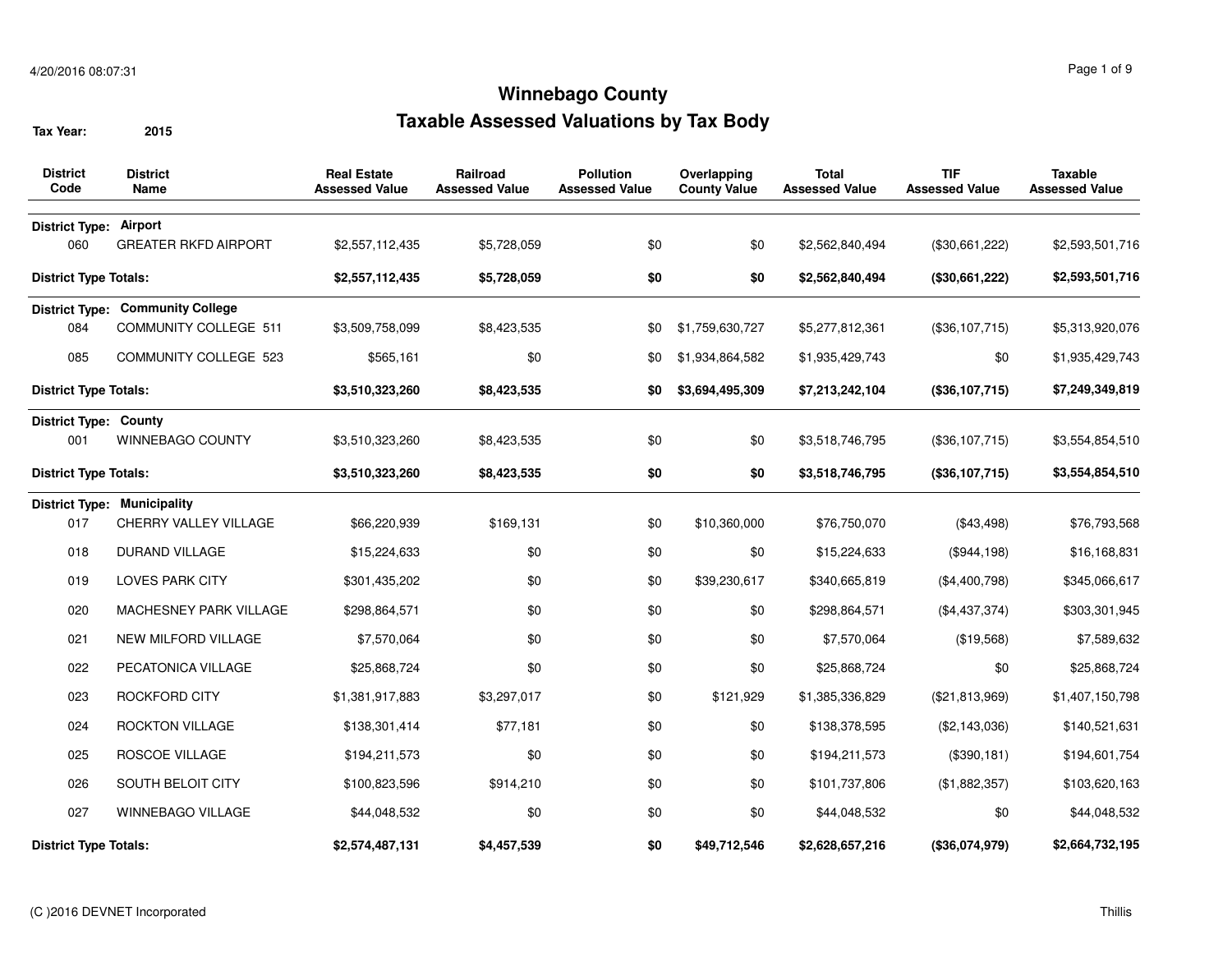# Winnebago County

## Taxable Assessed Valuations by Tax Body

**Tax Year:** 2015

| District Code | District Name | Real Estate Assessed Value | Railroad Assessed Value | Pollution Assessed Value | Overlapping County Value | Total Assessed Value | TIF Assessed Value | Taxable Assessed Value |
|---|---|---|---|---|---|---|---|---|
| **District Type:** | **Airport** | | | | | | | |
| 060 | GREATER RKFD AIRPORT | $2,557,112,435 | $5,728,059 | $0 | $0 | $2,562,840,494 | ($30,661,222) | $2,593,501,716 |
| **District Type Totals:** | | **$2,557,112,435** | **$5,728,059** | **$0** | **$0** | **$2,562,840,494** | **($30,661,222)** | **$2,593,501,716** |
| **District Type:** | **Community College** | | | | | | | |
| 084 | COMMUNITY COLLEGE 511 | $3,509,758,099 | $8,423,535 | $0 | $1,759,630,727 | $5,277,812,361 | ($36,107,715) | $5,313,920,076 |
| 085 | COMMUNITY COLLEGE 523 | $565,161 | $0 | $0 | $1,934,864,582 | $1,935,429,743 | $0 | $1,935,429,743 |
| **District Type Totals:** | | **$3,510,323,260** | **$8,423,535** | **$0** | **$3,694,495,309** | **$7,213,242,104** | **($36,107,715)** | **$7,249,349,819** |
| **District Type:** | **County** | | | | | | | |
| 001 | WINNEBAGO COUNTY | $3,510,323,260 | $8,423,535 | $0 | $0 | $3,518,746,795 | ($36,107,715) | $3,554,854,510 |
| **District Type Totals:** | | **$3,510,323,260** | **$8,423,535** | **$0** | **$0** | **$3,518,746,795** | **($36,107,715)** | **$3,554,854,510** |
| **District Type:** | **Municipality** | | | | | | | |
| 017 | CHERRY VALLEY VILLAGE | $66,220,939 | $169,131 | $0 | $10,360,000 | $76,750,070 | ($43,498) | $76,793,568 |
| 018 | DURAND VILLAGE | $15,224,633 | $0 | $0 | $0 | $15,224,633 | ($944,198) | $16,168,831 |
| 019 | LOVES PARK CITY | $301,435,202 | $0 | $0 | $39,230,617 | $340,665,819 | ($4,400,798) | $345,066,617 |
| 020 | MACHESNEY PARK VILLAGE | $298,864,571 | $0 | $0 | $0 | $298,864,571 | ($4,437,374) | $303,301,945 |
| 021 | NEW MILFORD VILLAGE | $7,570,064 | $0 | $0 | $0 | $7,570,064 | ($19,568) | $7,589,632 |
| 022 | PECATONICA VILLAGE | $25,868,724 | $0 | $0 | $0 | $25,868,724 | $0 | $25,868,724 |
| 023 | ROCKFORD CITY | $1,381,917,883 | $3,297,017 | $0 | $121,929 | $1,385,336,829 | ($21,813,969) | $1,407,150,798 |
| 024 | ROCKTON VILLAGE | $138,301,414 | $77,181 | $0 | $0 | $138,378,595 | ($2,143,036) | $140,521,631 |
| 025 | ROSCOE VILLAGE | $194,211,573 | $0 | $0 | $0 | $194,211,573 | ($390,181) | $194,601,754 |
| 026 | SOUTH BELOIT CITY | $100,823,596 | $914,210 | $0 | $0 | $101,737,806 | ($1,882,357) | $103,620,163 |
| 027 | WINNEBAGO VILLAGE | $44,048,532 | $0 | $0 | $0 | $44,048,532 | $0 | $44,048,532 |
| **District Type Totals:** | | **$2,574,487,131** | **$4,457,539** | **$0** | **$49,712,546** | **$2,628,657,216** | **($36,074,979)** | **$2,664,732,195** |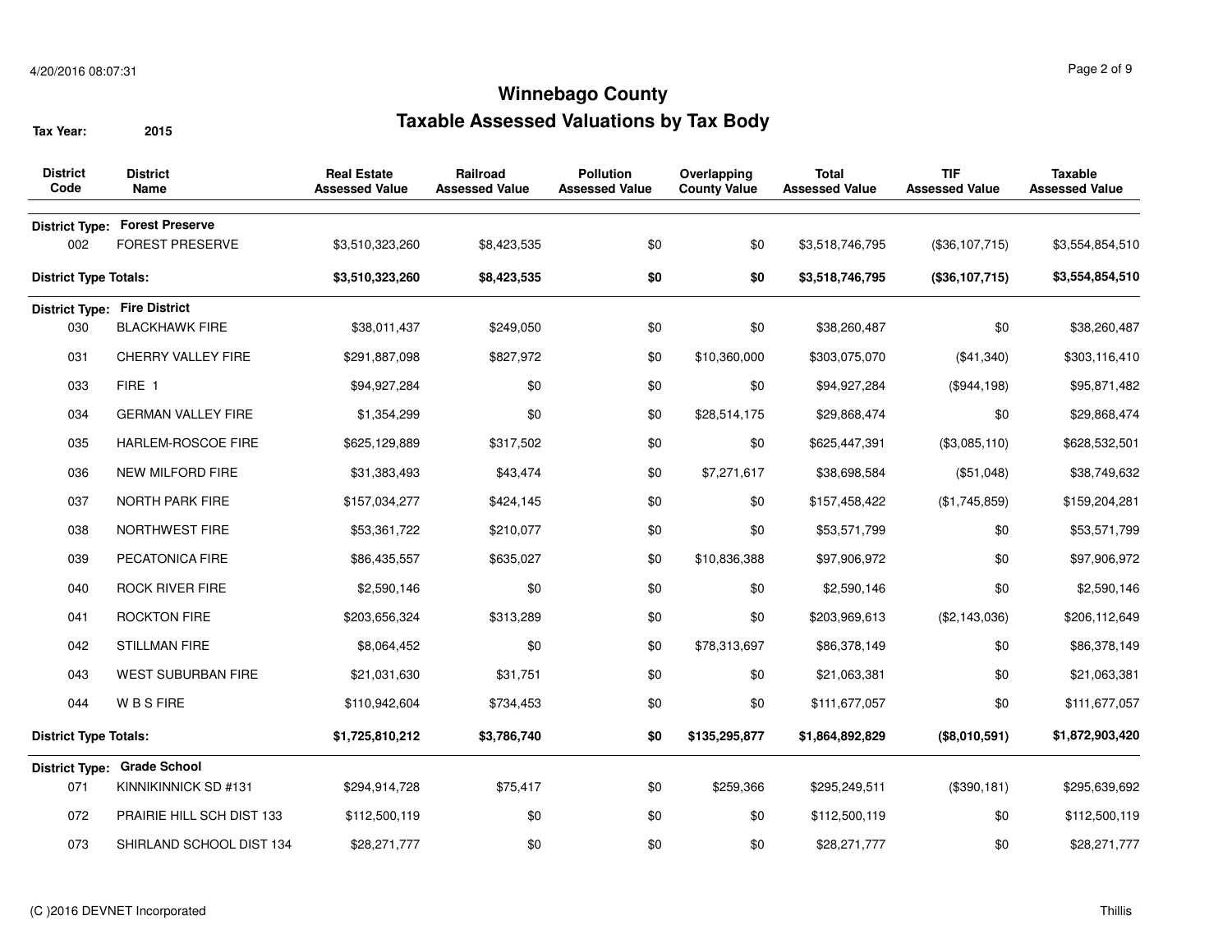# Winnebago County

## Taxable Assessed Valuations by Tax Body

**Tax Year:** 2015

| District Code | District Name | Real Estate Assessed Value | Railroad Assessed Value | Pollution Assessed Value | Overlapping County Value | Total Assessed Value | TIF Assessed Value | Taxable Assessed Value |
|---|---|---|---|---|---|---|---|---|
| **District Type:** | **Forest Preserve** | | | | | | | |
| 002 | FOREST PRESERVE | $3,510,323,260 | $8,423,535 | $0 | $0 | $3,518,746,795 | ($36,107,715) | $3,554,854,510 |
| **District Type Totals:** | | **$3,510,323,260** | **$8,423,535** | **$0** | **$0** | **$3,518,746,795** | **($36,107,715)** | **$3,554,854,510** |
| **District Type:** | **Fire District** | | | | | | | |
| 030 | BLACKHAWK FIRE | $38,011,437 | $249,050 | $0 | $0 | $38,260,487 | $0 | $38,260,487 |
| 031 | CHERRY VALLEY FIRE | $291,887,098 | $827,972 | $0 | $10,360,000 | $303,075,070 | ($41,340) | $303,116,410 |
| 033 | FIRE 1 | $94,927,284 | $0 | $0 | $0 | $94,927,284 | ($944,198) | $95,871,482 |
| 034 | GERMAN VALLEY FIRE | $1,354,299 | $0 | $0 | $28,514,175 | $29,868,474 | $0 | $29,868,474 |
| 035 | HARLEM-ROSCOE FIRE | $625,129,889 | $317,502 | $0 | $0 | $625,447,391 | ($3,085,110) | $628,532,501 |
| 036 | NEW MILFORD FIRE | $31,383,493 | $43,474 | $0 | $7,271,617 | $38,698,584 | ($51,048) | $38,749,632 |
| 037 | NORTH PARK FIRE | $157,034,277 | $424,145 | $0 | $0 | $157,458,422 | ($1,745,859) | $159,204,281 |
| 038 | NORTHWEST FIRE | $53,361,722 | $210,077 | $0 | $0 | $53,571,799 | $0 | $53,571,799 |
| 039 | PECATONICA FIRE | $86,435,557 | $635,027 | $0 | $10,836,388 | $97,906,972 | $0 | $97,906,972 |
| 040 | ROCK RIVER FIRE | $2,590,146 | $0 | $0 | $0 | $2,590,146 | $0 | $2,590,146 |
| 041 | ROCKTON FIRE | $203,656,324 | $313,289 | $0 | $0 | $203,969,613 | ($2,143,036) | $206,112,649 |
| 042 | STILLMAN FIRE | $8,064,452 | $0 | $0 | $78,313,697 | $86,378,149 | $0 | $86,378,149 |
| 043 | WEST SUBURBAN FIRE | $21,031,630 | $31,751 | $0 | $0 | $21,063,381 | $0 | $21,063,381 |
| 044 | W B S FIRE | $110,942,604 | $734,453 | $0 | $0 | $111,677,057 | $0 | $111,677,057 |
| **District Type Totals:** | | **$1,725,810,212** | **$3,786,740** | **$0** | **$135,295,877** | **$1,864,892,829** | **($8,010,591)** | **$1,872,903,420** |
| **District Type:** | **Grade School** | | | | | | | |
| 071 | KINNIKINNICK SD #131 | $294,914,728 | $75,417 | $0 | $259,366 | $295,249,511 | ($390,181) | $295,639,692 |
| 072 | PRAIRIE HILL SCH DIST 133 | $112,500,119 | $0 | $0 | $0 | $112,500,119 | $0 | $112,500,119 |
| 073 | SHIRLAND SCHOOL DIST 134 | $28,271,777 | $0 | $0 | $0 | $28,271,777 | $0 | $28,271,777 |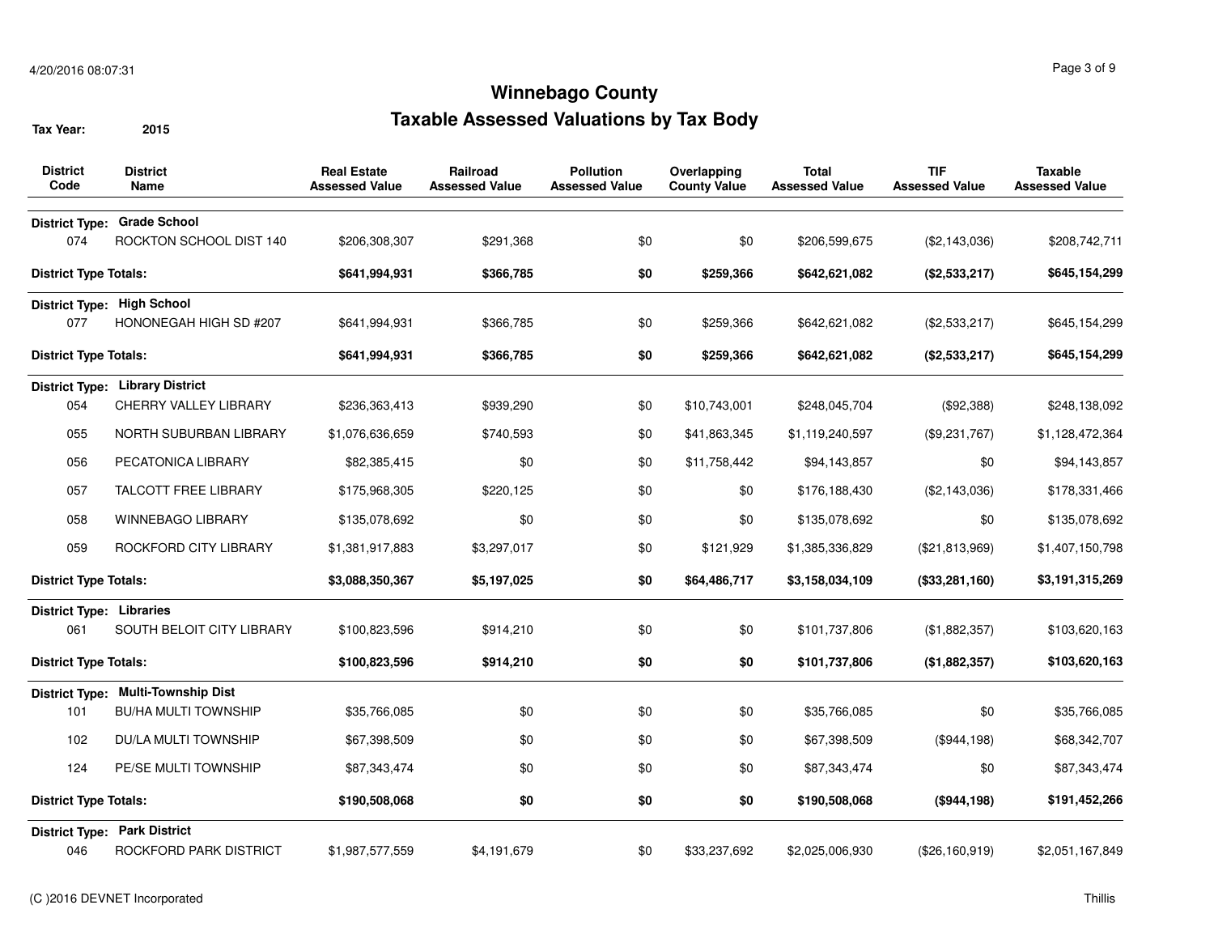# Winnebago County

## Taxable Assessed Valuations by Tax Body

**Tax Year:** 2015

| District Code | District Name | Real Estate Assessed Value | Railroad Assessed Value | Pollution Assessed Value | Overlapping County Value | Total Assessed Value | TIF Assessed Value | Taxable Assessed Value |
|---|---|---|---|---|---|---|---|---|
| **District Type:** | **Grade School** | | | | | | | |
| 074 | ROCKTON SCHOOL DIST 140 | $206,308,307 | $291,368 | $0 | $0 | $206,599,675 | ($2,143,036) | $208,742,711 |
| **District Type Totals:** | | **$641,994,931** | **$366,785** | **$0** | **$259,366** | **$642,621,082** | **($2,533,217)** | **$645,154,299** |
| **District Type:** | **High School** | | | | | | | |
| 077 | HONONEGAH HIGH SD #207 | $641,994,931 | $366,785 | $0 | $259,366 | $642,621,082 | ($2,533,217) | $645,154,299 |
| **District Type Totals:** | | **$641,994,931** | **$366,785** | **$0** | **$259,366** | **$642,621,082** | **($2,533,217)** | **$645,154,299** |
| **District Type:** | **Library District** | | | | | | | |
| 054 | CHERRY VALLEY LIBRARY | $236,363,413 | $939,290 | $0 | $10,743,001 | $248,045,704 | ($92,388) | $248,138,092 |
| 055 | NORTH SUBURBAN LIBRARY | $1,076,636,659 | $740,593 | $0 | $41,863,345 | $1,119,240,597 | ($9,231,767) | $1,128,472,364 |
| 056 | PECATONICA LIBRARY | $82,385,415 | $0 | $0 | $11,758,442 | $94,143,857 | $0 | $94,143,857 |
| 057 | TALCOTT FREE LIBRARY | $175,968,305 | $220,125 | $0 | $0 | $176,188,430 | ($2,143,036) | $178,331,466 |
| 058 | WINNEBAGO LIBRARY | $135,078,692 | $0 | $0 | $0 | $135,078,692 | $0 | $135,078,692 |
| 059 | ROCKFORD CITY LIBRARY | $1,381,917,883 | $3,297,017 | $0 | $121,929 | $1,385,336,829 | ($21,813,969) | $1,407,150,798 |
| **District Type Totals:** | | **$3,088,350,367** | **$5,197,025** | **$0** | **$64,486,717** | **$3,158,034,109** | **($33,281,160)** | **$3,191,315,269** |
| **District Type:** | **Libraries** | | | | | | | |
| 061 | SOUTH BELOIT CITY LIBRARY | $100,823,596 | $914,210 | $0 | $0 | $101,737,806 | ($1,882,357) | $103,620,163 |
| **District Type Totals:** | | **$100,823,596** | **$914,210** | **$0** | **$0** | **$101,737,806** | **($1,882,357)** | **$103,620,163** |
| **District Type:** | **Multi-Township Dist** | | | | | | | |
| 101 | BU/HA MULTI TOWNSHIP | $35,766,085 | $0 | $0 | $0 | $35,766,085 | $0 | $35,766,085 |
| 102 | DU/LA MULTI TOWNSHIP | $67,398,509 | $0 | $0 | $0 | $67,398,509 | ($944,198) | $68,342,707 |
| 124 | PE/SE MULTI TOWNSHIP | $87,343,474 | $0 | $0 | $0 | $87,343,474 | $0 | $87,343,474 |
| **District Type Totals:** | | **$190,508,068** | **$0** | **$0** | **$0** | **$190,508,068** | **($944,198)** | **$191,452,266** |
| **District Type:** | **Park District** | | | | | | | |
| 046 | ROCKFORD PARK DISTRICT | $1,987,577,559 | $4,191,679 | $0 | $33,237,692 | $2,025,006,930 | ($26,160,919) | $2,051,167,849 |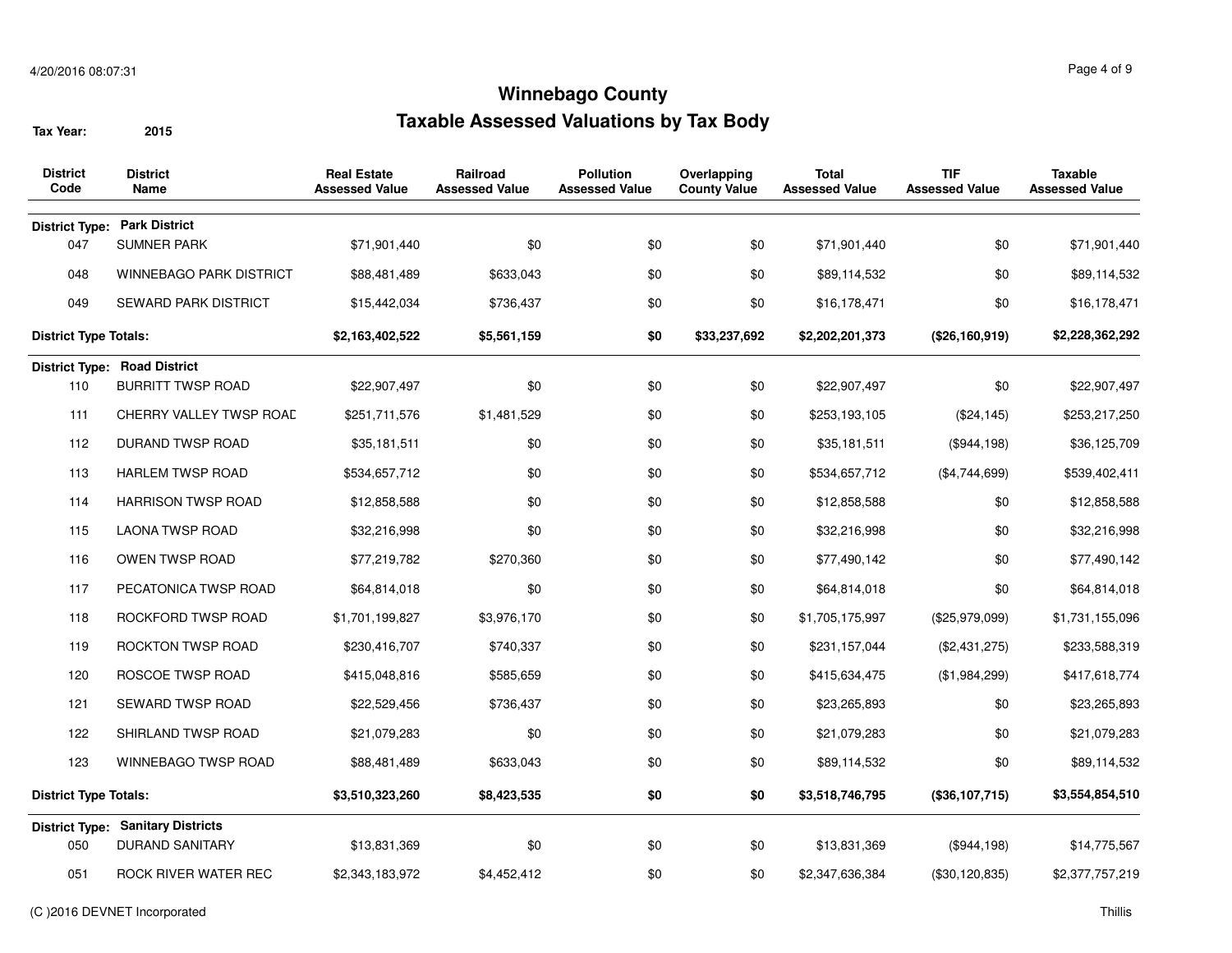# Winnebago County

## Taxable Assessed Valuations by Tax Body

**Tax Year:** 2015

| District Code | District Name | Real Estate Assessed Value | Railroad Assessed Value | Pollution Assessed Value | Overlapping County Value | Total Assessed Value | TIF Assessed Value | Taxable Assessed Value |
|---|---|---|---|---|---|---|---|---|
| **District Type:** | **Park District** | | | | | | | |
| 047 | SUMNER PARK | $71,901,440 | $0 | $0 | $0 | $71,901,440 | $0 | $71,901,440 |
| 048 | WINNEBAGO PARK DISTRICT | $88,481,489 | $633,043 | $0 | $0 | $89,114,532 | $0 | $89,114,532 |
| 049 | SEWARD PARK DISTRICT | $15,442,034 | $736,437 | $0 | $0 | $16,178,471 | $0 | $16,178,471 |
| **District Type Totals:** | | **$2,163,402,522** | **$5,561,159** | **$0** | **$33,237,692** | **$2,202,201,373** | **($26,160,919)** | **$2,228,362,292** |
| **District Type:** | **Road District** | | | | | | | |
| 110 | BURRITT TWSP ROAD | $22,907,497 | $0 | $0 | $0 | $22,907,497 | $0 | $22,907,497 |
| 111 | CHERRY VALLEY TWSP ROAD | $251,711,576 | $1,481,529 | $0 | $0 | $253,193,105 | ($24,145) | $253,217,250 |
| 112 | DURAND TWSP ROAD | $35,181,511 | $0 | $0 | $0 | $35,181,511 | ($944,198) | $36,125,709 |
| 113 | HARLEM TWSP ROAD | $534,657,712 | $0 | $0 | $0 | $534,657,712 | ($4,744,699) | $539,402,411 |
| 114 | HARRISON TWSP ROAD | $12,858,588 | $0 | $0 | $0 | $12,858,588 | $0 | $12,858,588 |
| 115 | LAONA TWSP ROAD | $32,216,998 | $0 | $0 | $0 | $32,216,998 | $0 | $32,216,998 |
| 116 | OWEN TWSP ROAD | $77,219,782 | $270,360 | $0 | $0 | $77,490,142 | $0 | $77,490,142 |
| 117 | PECATONICA TWSP ROAD | $64,814,018 | $0 | $0 | $0 | $64,814,018 | $0 | $64,814,018 |
| 118 | ROCKFORD TWSP ROAD | $1,701,199,827 | $3,976,170 | $0 | $0 | $1,705,175,997 | ($25,979,099) | $1,731,155,096 |
| 119 | ROCKTON TWSP ROAD | $230,416,707 | $740,337 | $0 | $0 | $231,157,044 | ($2,431,275) | $233,588,319 |
| 120 | ROSCOE TWSP ROAD | $415,048,816 | $585,659 | $0 | $0 | $415,634,475 | ($1,984,299) | $417,618,774 |
| 121 | SEWARD TWSP ROAD | $22,529,456 | $736,437 | $0 | $0 | $23,265,893 | $0 | $23,265,893 |
| 122 | SHIRLAND TWSP ROAD | $21,079,283 | $0 | $0 | $0 | $21,079,283 | $0 | $21,079,283 |
| 123 | WINNEBAGO TWSP ROAD | $88,481,489 | $633,043 | $0 | $0 | $89,114,532 | $0 | $89,114,532 |
| **District Type Totals:** | | **$3,510,323,260** | **$8,423,535** | **$0** | **$0** | **$3,518,746,795** | **($36,107,715)** | **$3,554,854,510** |
| **District Type:** | **Sanitary Districts** | | | | | | | |
| 050 | DURAND SANITARY | $13,831,369 | $0 | $0 | $0 | $13,831,369 | ($944,198) | $14,775,567 |
| 051 | ROCK RIVER WATER REC | $2,343,183,972 | $4,452,412 | $0 | $0 | $2,347,636,384 | ($30,120,835) | $2,377,757,219 |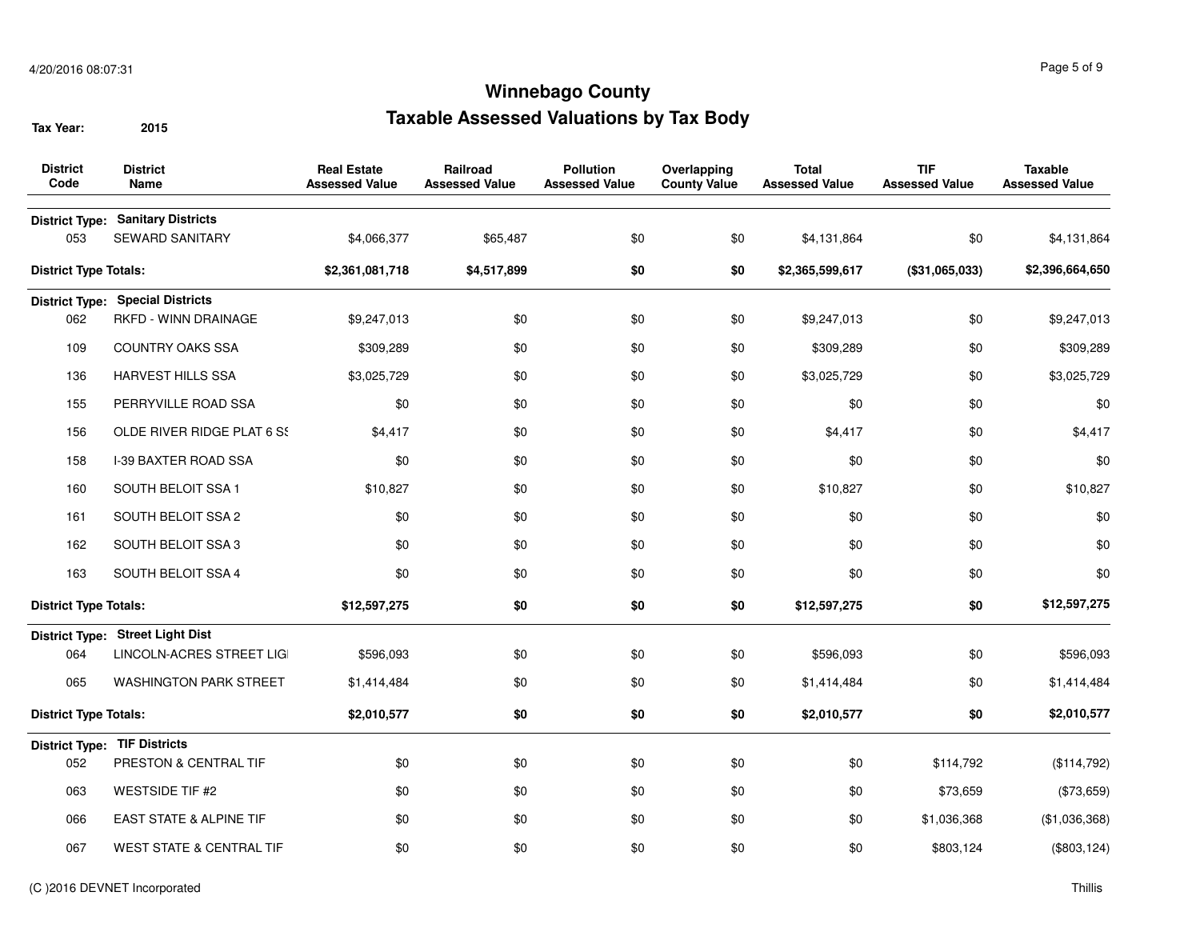# Winnebago County

## Taxable Assessed Valuations by Tax Body

**Tax Year:** 2015

| District Code | District Name | Real Estate Assessed Value | Railroad Assessed Value | Pollution Assessed Value | Overlapping County Value | Total Assessed Value | TIF Assessed Value | Taxable Assessed Value |
|---|---|---|---|---|---|---|---|---|
| **District Type:** | **Sanitary Districts** | | | | | | | |
| 053 | SEWARD SANITARY | $4,066,377 | $65,487 | $0 | $0 | $4,131,864 | $0 | $4,131,864 |
| **District Type Totals:** | | **$2,361,081,718** | **$4,517,899** | **$0** | **$0** | **$2,365,599,617** | **($31,065,033)** | **$2,396,664,650** |
| **District Type:** | **Special Districts** | | | | | | | |
| 062 | RKFD - WINN DRAINAGE | $9,247,013 | $0 | $0 | $0 | $9,247,013 | $0 | $9,247,013 |
| 109 | COUNTRY OAKS SSA | $309,289 | $0 | $0 | $0 | $309,289 | $0 | $309,289 |
| 136 | HARVEST HILLS SSA | $3,025,729 | $0 | $0 | $0 | $3,025,729 | $0 | $3,025,729 |
| 155 | PERRYVILLE ROAD SSA | $0 | $0 | $0 | $0 | $0 | $0 | $0 |
| 156 | OLDE RIVER RIDGE PLAT 6 SS | $4,417 | $0 | $0 | $0 | $4,417 | $0 | $4,417 |
| 158 | I-39 BAXTER ROAD SSA | $0 | $0 | $0 | $0 | $0 | $0 | $0 |
| 160 | SOUTH BELOIT SSA 1 | $10,827 | $0 | $0 | $0 | $10,827 | $0 | $10,827 |
| 161 | SOUTH BELOIT SSA 2 | $0 | $0 | $0 | $0 | $0 | $0 | $0 |
| 162 | SOUTH BELOIT SSA 3 | $0 | $0 | $0 | $0 | $0 | $0 | $0 |
| 163 | SOUTH BELOIT SSA 4 | $0 | $0 | $0 | $0 | $0 | $0 | $0 |
| **District Type Totals:** | | **$12,597,275** | **$0** | **$0** | **$0** | **$12,597,275** | **$0** | **$12,597,275** |
| **District Type:** | **Street Light Dist** | | | | | | | |
| 064 | LINCOLN-ACRES STREET LIGI | $596,093 | $0 | $0 | $0 | $596,093 | $0 | $596,093 |
| 065 | WASHINGTON PARK STREET | $1,414,484 | $0 | $0 | $0 | $1,414,484 | $0 | $1,414,484 |
| **District Type Totals:** | | **$2,010,577** | **$0** | **$0** | **$0** | **$2,010,577** | **$0** | **$2,010,577** |
| **District Type:** | **TIF Districts** | | | | | | | |
| 052 | PRESTON & CENTRAL TIF | $0 | $0 | $0 | $0 | $0 | $114,792 | ($114,792) |
| 063 | WESTSIDE TIF #2 | $0 | $0 | $0 | $0 | $0 | $73,659 | ($73,659) |
| 066 | EAST STATE & ALPINE TIF | $0 | $0 | $0 | $0 | $0 | $1,036,368 | ($1,036,368) |
| 067 | WEST STATE & CENTRAL TIF | $0 | $0 | $0 | $0 | $0 | $803,124 | ($803,124) |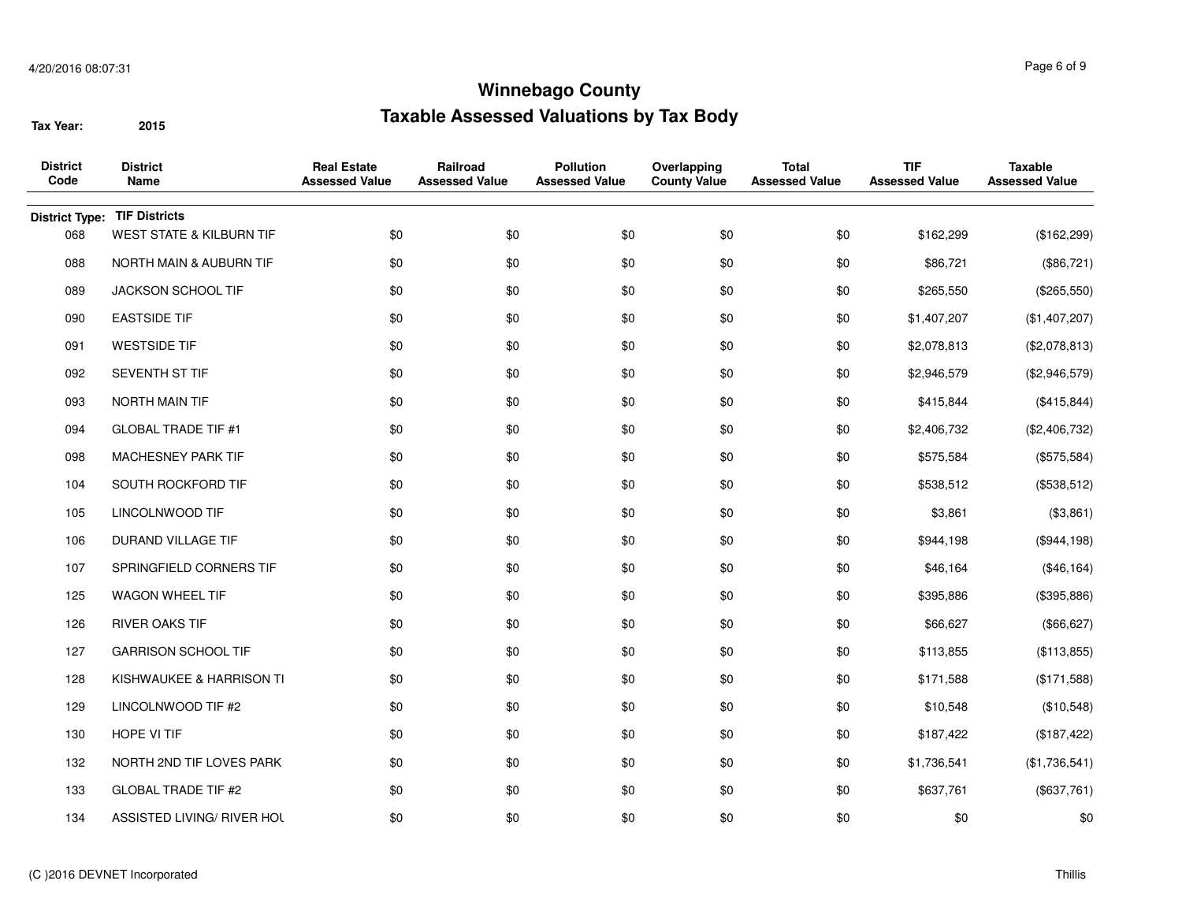# Winnebago County

## Taxable Assessed Valuations by Tax Body

**Tax Year:** 2015

| District Code | District Name | Real Estate Assessed Value | Railroad Assessed Value | Pollution Assessed Value | Overlapping County Value | Total Assessed Value | TIF Assessed Value | Taxable Assessed Value |
|---|---|---|---|---|---|---|---|---|
| **District Type:** | **TIF Districts** | | | | | | | |
| 068 | WEST STATE & KILBURN TIF | $0 | $0 | $0 | $0 | $0 | $162,299 | ($162,299) |
| 088 | NORTH MAIN & AUBURN TIF | $0 | $0 | $0 | $0 | $0 | $86,721 | ($86,721) |
| 089 | JACKSON SCHOOL TIF | $0 | $0 | $0 | $0 | $0 | $265,550 | ($265,550) |
| 090 | EASTSIDE TIF | $0 | $0 | $0 | $0 | $0 | $1,407,207 | ($1,407,207) |
| 091 | WESTSIDE TIF | $0 | $0 | $0 | $0 | $0 | $2,078,813 | ($2,078,813) |
| 092 | SEVENTH ST TIF | $0 | $0 | $0 | $0 | $0 | $2,946,579 | ($2,946,579) |
| 093 | NORTH MAIN TIF | $0 | $0 | $0 | $0 | $0 | $415,844 | ($415,844) |
| 094 | GLOBAL TRADE TIF #1 | $0 | $0 | $0 | $0 | $0 | $2,406,732 | ($2,406,732) |
| 098 | MACHESNEY PARK TIF | $0 | $0 | $0 | $0 | $0 | $575,584 | ($575,584) |
| 104 | SOUTH ROCKFORD TIF | $0 | $0 | $0 | $0 | $0 | $538,512 | ($538,512) |
| 105 | LINCOLNWOOD TIF | $0 | $0 | $0 | $0 | $0 | $3,861 | ($3,861) |
| 106 | DURAND VILLAGE TIF | $0 | $0 | $0 | $0 | $0 | $944,198 | ($944,198) |
| 107 | SPRINGFIELD CORNERS TIF | $0 | $0 | $0 | $0 | $0 | $46,164 | ($46,164) |
| 125 | WAGON WHEEL TIF | $0 | $0 | $0 | $0 | $0 | $395,886 | ($395,886) |
| 126 | RIVER OAKS TIF | $0 | $0 | $0 | $0 | $0 | $66,627 | ($66,627) |
| 127 | GARRISON SCHOOL TIF | $0 | $0 | $0 | $0 | $0 | $113,855 | ($113,855) |
| 128 | KISHWAUKEE & HARRISON TI | $0 | $0 | $0 | $0 | $0 | $171,588 | ($171,588) |
| 129 | LINCOLNWOOD TIF #2 | $0 | $0 | $0 | $0 | $0 | $10,548 | ($10,548) |
| 130 | HOPE VI TIF | $0 | $0 | $0 | $0 | $0 | $187,422 | ($187,422) |
| 132 | NORTH 2ND TIF LOVES PARK | $0 | $0 | $0 | $0 | $0 | $1,736,541 | ($1,736,541) |
| 133 | GLOBAL TRADE TIF #2 | $0 | $0 | $0 | $0 | $0 | $637,761 | ($637,761) |
| 134 | ASSISTED LIVING/ RIVER HOU | $0 | $0 | $0 | $0 | $0 | $0 | $0 |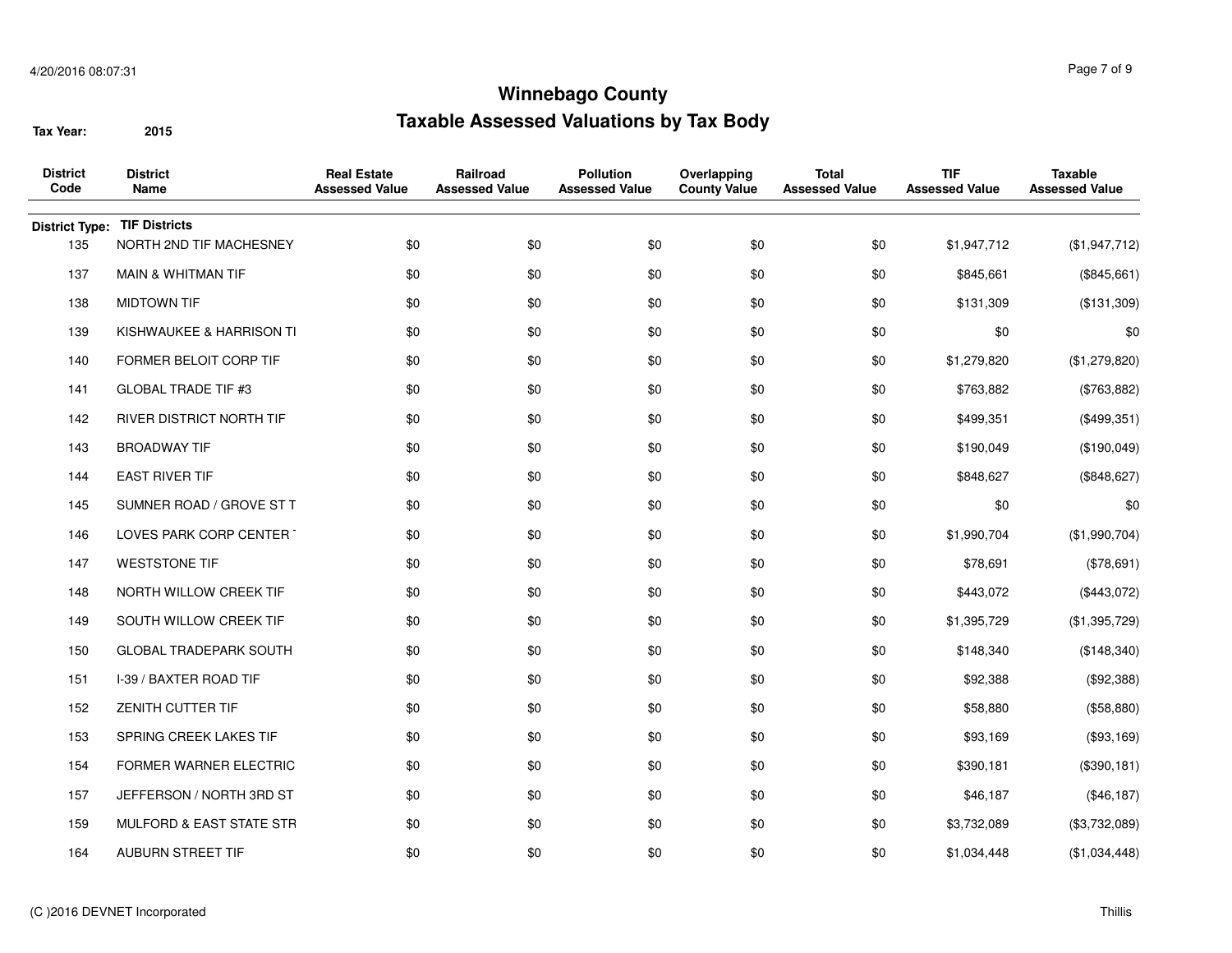# Winnebago County

## Taxable Assessed Valuations by Tax Body

**Tax Year:** 2015

| District Code | District Name | Real Estate Assessed Value | Railroad Assessed Value | Pollution Assessed Value | Overlapping County Value | Total Assessed Value | TIF Assessed Value | Taxable Assessed Value |
|---|---|---|---|---|---|---|---|---|
| **District Type:** | **TIF Districts** | | | | | | | |
| 135 | NORTH 2ND TIF MACHESNEY | $0 | $0 | $0 | $0 | $0 | $1,947,712 | ($1,947,712) |
| 137 | MAIN & WHITMAN TIF | $0 | $0 | $0 | $0 | $0 | $845,661 | ($845,661) |
| 138 | MIDTOWN TIF | $0 | $0 | $0 | $0 | $0 | $131,309 | ($131,309) |
| 139 | KISHWAUKEE & HARRISON TI | $0 | $0 | $0 | $0 | $0 | $0 | $0 |
| 140 | FORMER BELOIT CORP TIF | $0 | $0 | $0 | $0 | $0 | $1,279,820 | ($1,279,820) |
| 141 | GLOBAL TRADE TIF #3 | $0 | $0 | $0 | $0 | $0 | $763,882 | ($763,882) |
| 142 | RIVER DISTRICT NORTH TIF | $0 | $0 | $0 | $0 | $0 | $499,351 | ($499,351) |
| 143 | BROADWAY TIF | $0 | $0 | $0 | $0 | $0 | $190,049 | ($190,049) |
| 144 | EAST RIVER TIF | $0 | $0 | $0 | $0 | $0 | $848,627 | ($848,627) |
| 145 | SUMNER ROAD / GROVE ST T | $0 | $0 | $0 | $0 | $0 | $0 | $0 |
| 146 | LOVES PARK CORP CENTER T | $0 | $0 | $0 | $0 | $0 | $1,990,704 | ($1,990,704) |
| 147 | WESTSTONE TIF | $0 | $0 | $0 | $0 | $0 | $78,691 | ($78,691) |
| 148 | NORTH WILLOW CREEK TIF | $0 | $0 | $0 | $0 | $0 | $443,072 | ($443,072) |
| 149 | SOUTH WILLOW CREEK TIF | $0 | $0 | $0 | $0 | $0 | $1,395,729 | ($1,395,729) |
| 150 | GLOBAL TRADEPARK SOUTH | $0 | $0 | $0 | $0 | $0 | $148,340 | ($148,340) |
| 151 | I-39 / BAXTER ROAD TIF | $0 | $0 | $0 | $0 | $0 | $92,388 | ($92,388) |
| 152 | ZENITH CUTTER TIF | $0 | $0 | $0 | $0 | $0 | $58,880 | ($58,880) |
| 153 | SPRING CREEK LAKES TIF | $0 | $0 | $0 | $0 | $0 | $93,169 | ($93,169) |
| 154 | FORMER WARNER ELECTRIC | $0 | $0 | $0 | $0 | $0 | $390,181 | ($390,181) |
| 157 | JEFFERSON / NORTH 3RD ST | $0 | $0 | $0 | $0 | $0 | $46,187 | ($46,187) |
| 159 | MULFORD & EAST STATE STR | $0 | $0 | $0 | $0 | $0 | $3,732,089 | ($3,732,089) |
| 164 | AUBURN STREET TIF | $0 | $0 | $0 | $0 | $0 | $1,034,448 | ($1,034,448) |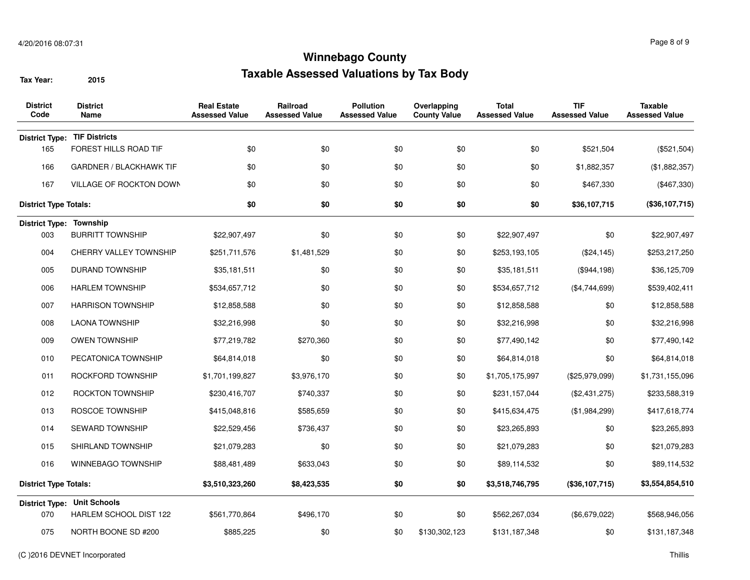# Winnebago County

## Taxable Assessed Valuations by Tax Body

**Tax Year:** 2015

| District Code | District Name | Real Estate Assessed Value | Railroad Assessed Value | Pollution Assessed Value | Overlapping County Value | Total Assessed Value | TIF Assessed Value | Taxable Assessed Value |
|---|---|---|---|---|---|---|---|---|
| **District Type:** | **TIF Districts** | | | | | | | |
| 165 | FOREST HILLS ROAD TIF | $0 | $0 | $0 | $0 | $0 | $521,504 | ($521,504) |
| 166 | GARDNER / BLACKHAWK TIF | $0 | $0 | $0 | $0 | $0 | $1,882,357 | ($1,882,357) |
| 167 | VILLAGE OF ROCKTON DOWN | $0 | $0 | $0 | $0 | $0 | $467,330 | ($467,330) |
| **District Type Totals:** | | **$0** | **$0** | **$0** | **$0** | **$0** | **$36,107,715** | **($36,107,715)** |
| **District Type:** | **Township** | | | | | | | |
| 003 | BURRITT TOWNSHIP | $22,907,497 | $0 | $0 | $0 | $22,907,497 | $0 | $22,907,497 |
| 004 | CHERRY VALLEY TOWNSHIP | $251,711,576 | $1,481,529 | $0 | $0 | $253,193,105 | ($24,145) | $253,217,250 |
| 005 | DURAND TOWNSHIP | $35,181,511 | $0 | $0 | $0 | $35,181,511 | ($944,198) | $36,125,709 |
| 006 | HARLEM TOWNSHIP | $534,657,712 | $0 | $0 | $0 | $534,657,712 | ($4,744,699) | $539,402,411 |
| 007 | HARRISON TOWNSHIP | $12,858,588 | $0 | $0 | $0 | $12,858,588 | $0 | $12,858,588 |
| 008 | LAONA TOWNSHIP | $32,216,998 | $0 | $0 | $0 | $32,216,998 | $0 | $32,216,998 |
| 009 | OWEN TOWNSHIP | $77,219,782 | $270,360 | $0 | $0 | $77,490,142 | $0 | $77,490,142 |
| 010 | PECATONICA TOWNSHIP | $64,814,018 | $0 | $0 | $0 | $64,814,018 | $0 | $64,814,018 |
| 011 | ROCKFORD TOWNSHIP | $1,701,199,827 | $3,976,170 | $0 | $0 | $1,705,175,997 | ($25,979,099) | $1,731,155,096 |
| 012 | ROCKTON TOWNSHIP | $230,416,707 | $740,337 | $0 | $0 | $231,157,044 | ($2,431,275) | $233,588,319 |
| 013 | ROSCOE TOWNSHIP | $415,048,816 | $585,659 | $0 | $0 | $415,634,475 | ($1,984,299) | $417,618,774 |
| 014 | SEWARD TOWNSHIP | $22,529,456 | $736,437 | $0 | $0 | $23,265,893 | $0 | $23,265,893 |
| 015 | SHIRLAND TOWNSHIP | $21,079,283 | $0 | $0 | $0 | $21,079,283 | $0 | $21,079,283 |
| 016 | WINNEBAGO TOWNSHIP | $88,481,489 | $633,043 | $0 | $0 | $89,114,532 | $0 | $89,114,532 |
| **District Type Totals:** | | **$3,510,323,260** | **$8,423,535** | **$0** | **$0** | **$3,518,746,795** | **($36,107,715)** | **$3,554,854,510** |
| **District Type:** | **Unit Schools** | | | | | | | |
| 070 | HARLEM SCHOOL DIST 122 | $561,770,864 | $496,170 | $0 | $0 | $562,267,034 | ($6,679,022) | $568,946,056 |
| 075 | NORTH BOONE SD #200 | $885,225 | $0 | $0 | $130,302,123 | $131,187,348 | $0 | $131,187,348 |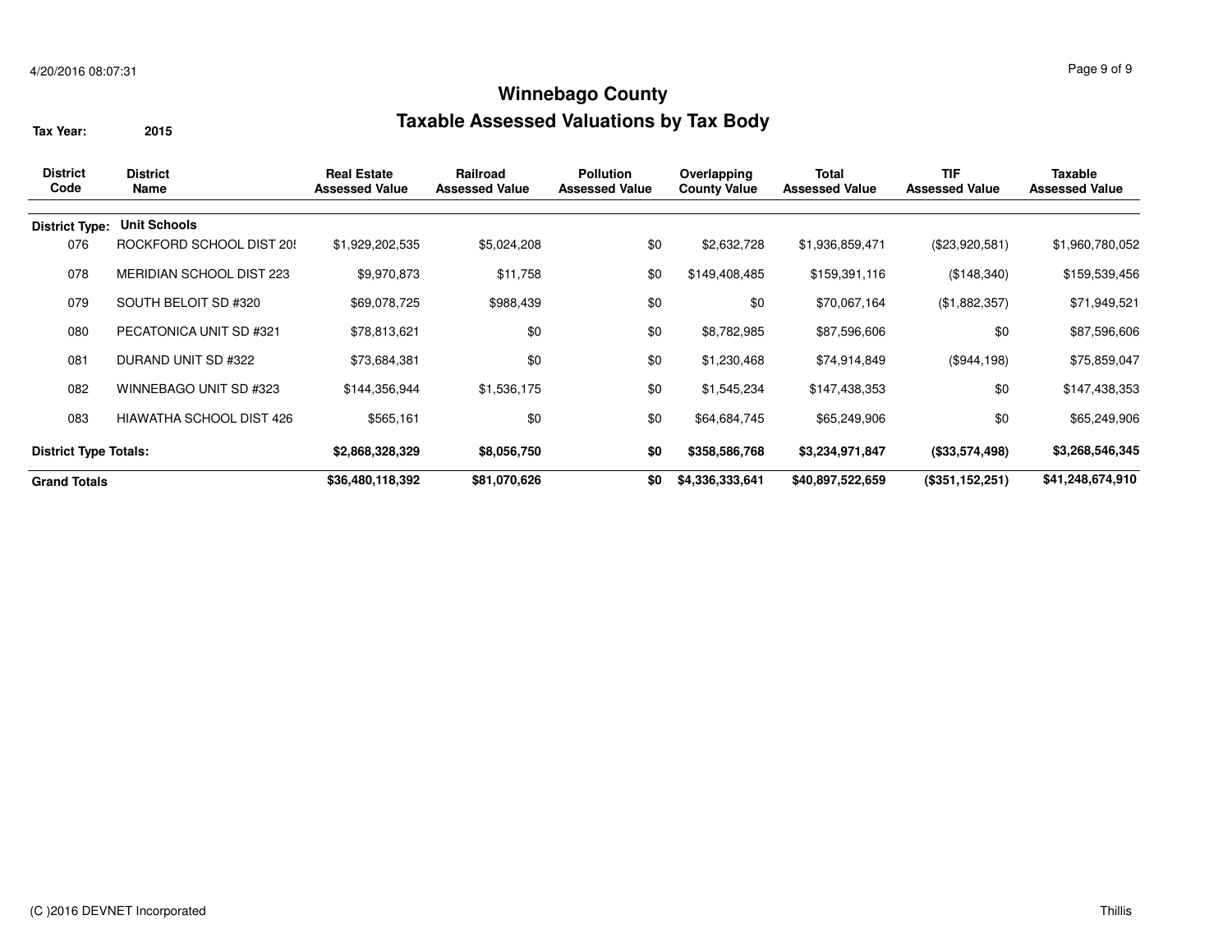# Winnebago County

## Taxable Assessed Valuations by Tax Body

**Tax Year:** 2015

| District Code | District Name | Real Estate Assessed Value | Railroad Assessed Value | Pollution Assessed Value | Overlapping County Value | Total Assessed Value | TIF Assessed Value | Taxable Assessed Value |
|---|---|---|---|---|---|---|---|---|
| **District Type:** | **Unit Schools** | | | | | | | |
| 076 | ROCKFORD SCHOOL DIST 20! | $1,929,202,535 | $5,024,208 | $0 | $2,632,728 | $1,936,859,471 | ($23,920,581) | $1,960,780,052 |
| 078 | MERIDIAN SCHOOL DIST 223 | $9,970,873 | $11,758 | $0 | $149,408,485 | $159,391,116 | ($148,340) | $159,539,456 |
| 079 | SOUTH BELOIT SD #320 | $69,078,725 | $988,439 | $0 | $0 | $70,067,164 | ($1,882,357) | $71,949,521 |
| 080 | PECATONICA UNIT SD #321 | $78,813,621 | $0 | $0 | $8,782,985 | $87,596,606 | $0 | $87,596,606 |
| 081 | DURAND UNIT SD #322 | $73,684,381 | $0 | $0 | $1,230,468 | $74,914,849 | ($944,198) | $75,859,047 |
| 082 | WINNEBAGO UNIT SD #323 | $144,356,944 | $1,536,175 | $0 | $1,545,234 | $147,438,353 | $0 | $147,438,353 |
| 083 | HIAWATHA SCHOOL DIST 426 | $565,161 | $0 | $0 | $64,684,745 | $65,249,906 | $0 | $65,249,906 |
| **District Type Totals:** | | **$2,868,328,329** | **$8,056,750** | **$0** | **$358,586,768** | **$3,234,971,847** | **($33,574,498)** | **$3,268,546,345** |
| **Grand Totals** | | **$36,480,118,392** | **$81,070,626** | **$0** | **$4,336,333,641** | **$40,897,522,659** | **($351,152,251)** | **$41,248,674,910** |

(C )2016 DEVNET Incorporated

Thillis